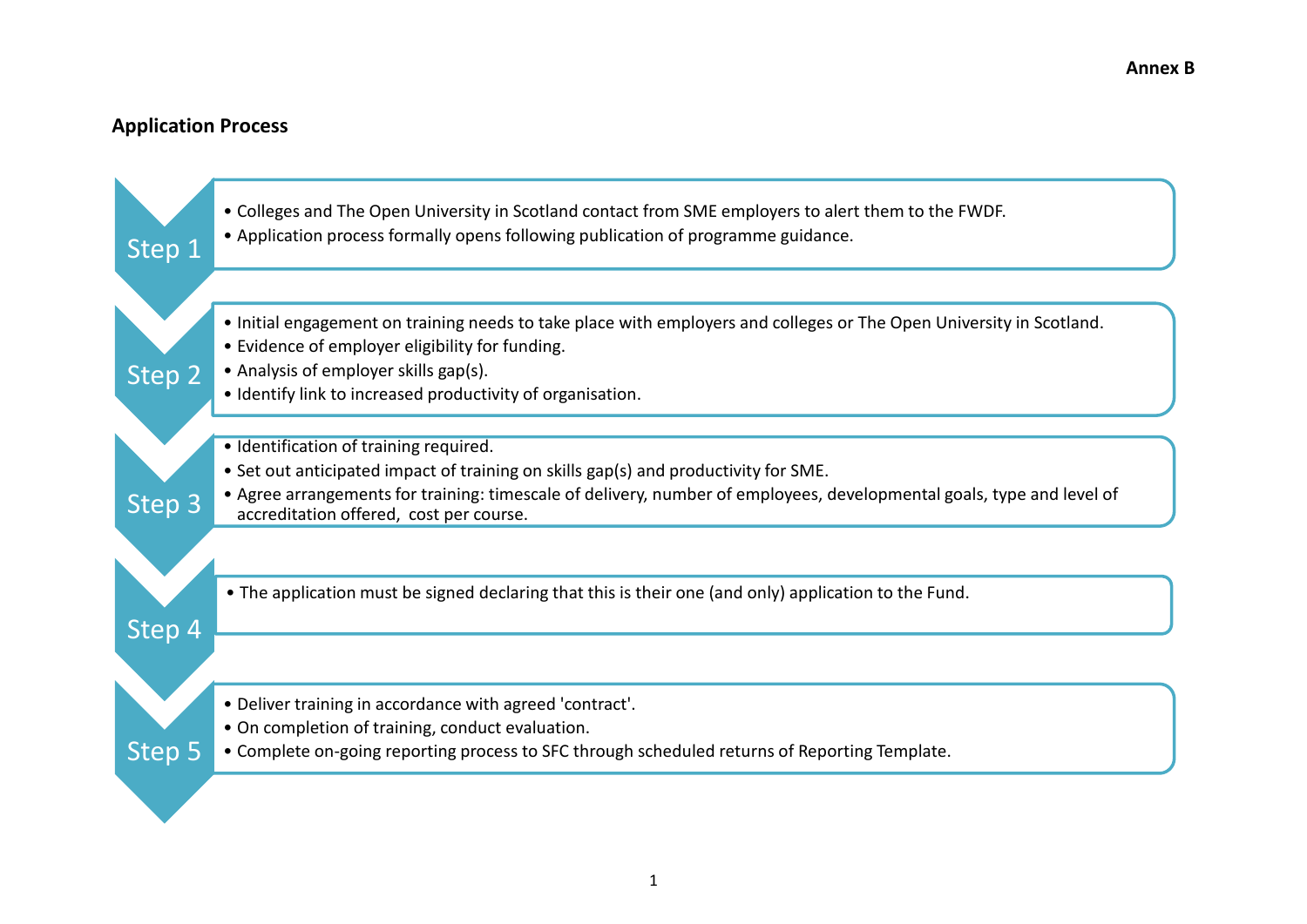Annex B

## Application Process

**Step 1**

- Colleges and The Open University in Scotland contact from SME employers to alert them to the FWDF.
- Application process formally opens following publication of programme guidance.

**Step 2**

- Initial engagement on training needs to take place with employers and colleges or The Open University in Scotland.
- Evidence of employer eligibility for funding.
- Analysis of employer skills gap(s).
- Identify link to increased productivity of organisation.

**Step 3**

- Identification of training required.
- Set out anticipated impact of training on skills gap(s) and productivity for SME.
- Agree arrangements for training: timescale of delivery, number of employees, developmental goals, type and level of accreditation offered, cost per course.

**Step 4**

- The application must be signed declaring that this is their one (and only) application to the Fund.

**Step 5**

- Deliver training in accordance with agreed 'contract'.
- On completion of training, conduct evaluation.
- Complete on-going reporting process to SFC through scheduled returns of Reporting Template.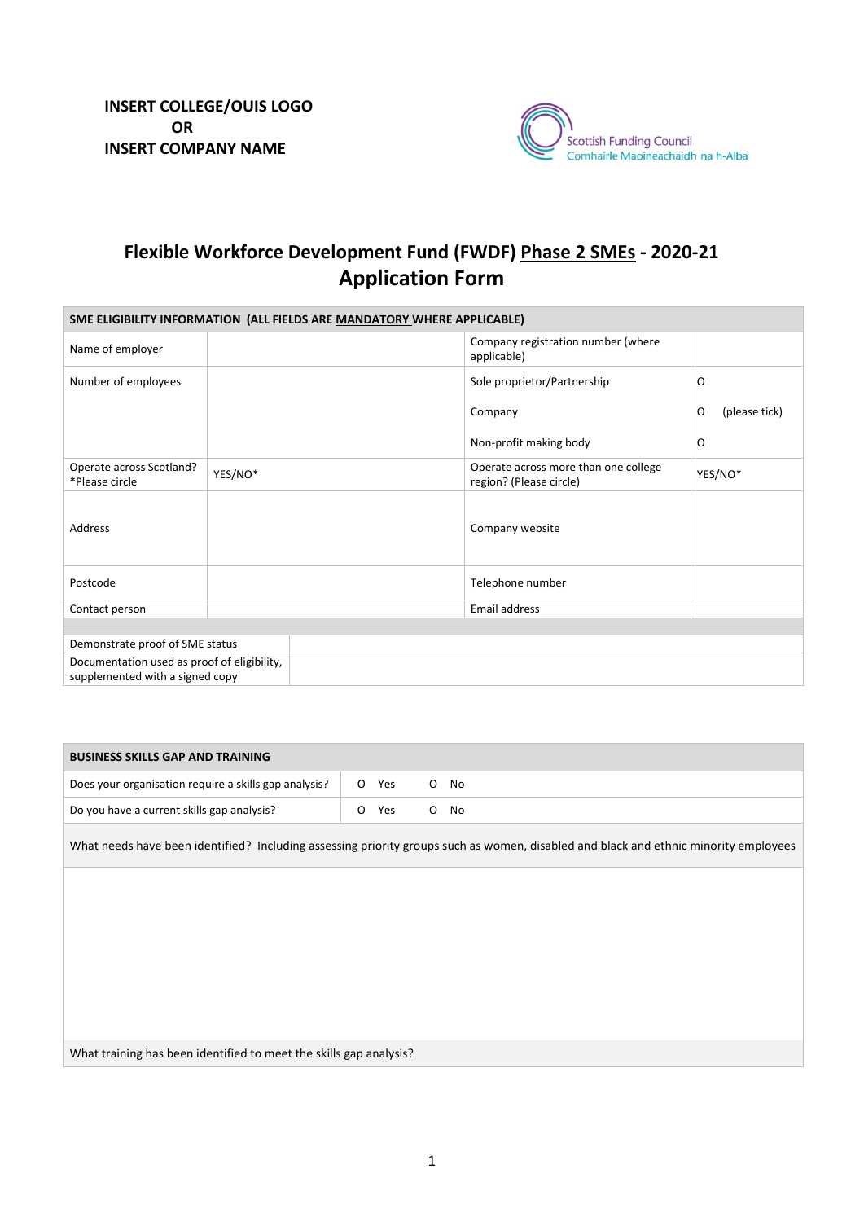**INSERT COLLEGE/OUIS LOGO**
**OR**
**INSERT COMPANY NAME**

Scottish Funding Council
Comhairle Maoineachaidh na h-Alba

# Flexible Workforce Development Fund (FWDF) Phase 2 SMEs - 2020-21 Application Form

| SME ELIGIBILITY INFORMATION (ALL FIELDS ARE MANDATORY WHERE APPLICABLE) | | | |
|---|---|---|---|
| Name of employer | | Company registration number (where applicable) | |
| Number of employees | | Sole proprietor/Partnership<br>Company<br>Non-profit making body | O<br>O (please tick)<br>O |
| Operate across Scotland? *Please circle | YES/NO* | Operate across more than one college region? (Please circle) | YES/NO* |
| Address | | Company website | |
| Postcode | | Telephone number | |
| Contact person | | Email address | |
| | | | |
| Demonstrate proof of SME status | | | |
| Documentation used as proof of eligibility, supplemented with a signed copy | | | |

| BUSINESS SKILLS GAP AND TRAINING | |
|---|---|
| Does your organisation require a skills gap analysis? | O Yes O No |
| Do you have a current skills gap analysis? | O Yes O No |
| What needs have been identified? Including assessing priority groups such as women, disabled and black and ethnic minority employees | |
| | |
| What training has been identified to meet the skills gap analysis? | |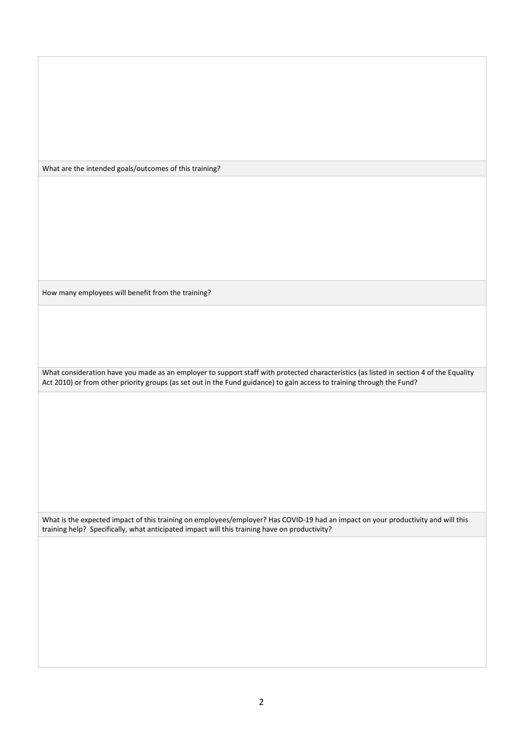What are the intended goals/outcomes of this training?

How many employees will benefit from the training?

What consideration have you made as an employer to support staff with protected characteristics (as listed in section 4 of the Equality Act 2010) or from other priority groups (as set out in the Fund guidance) to gain access to training through the Fund?

What is the expected impact of this training on employees/employer? Has COVID-19 had an impact on your productivity and will this training help? Specifically, what anticipated impact will this training have on productivity?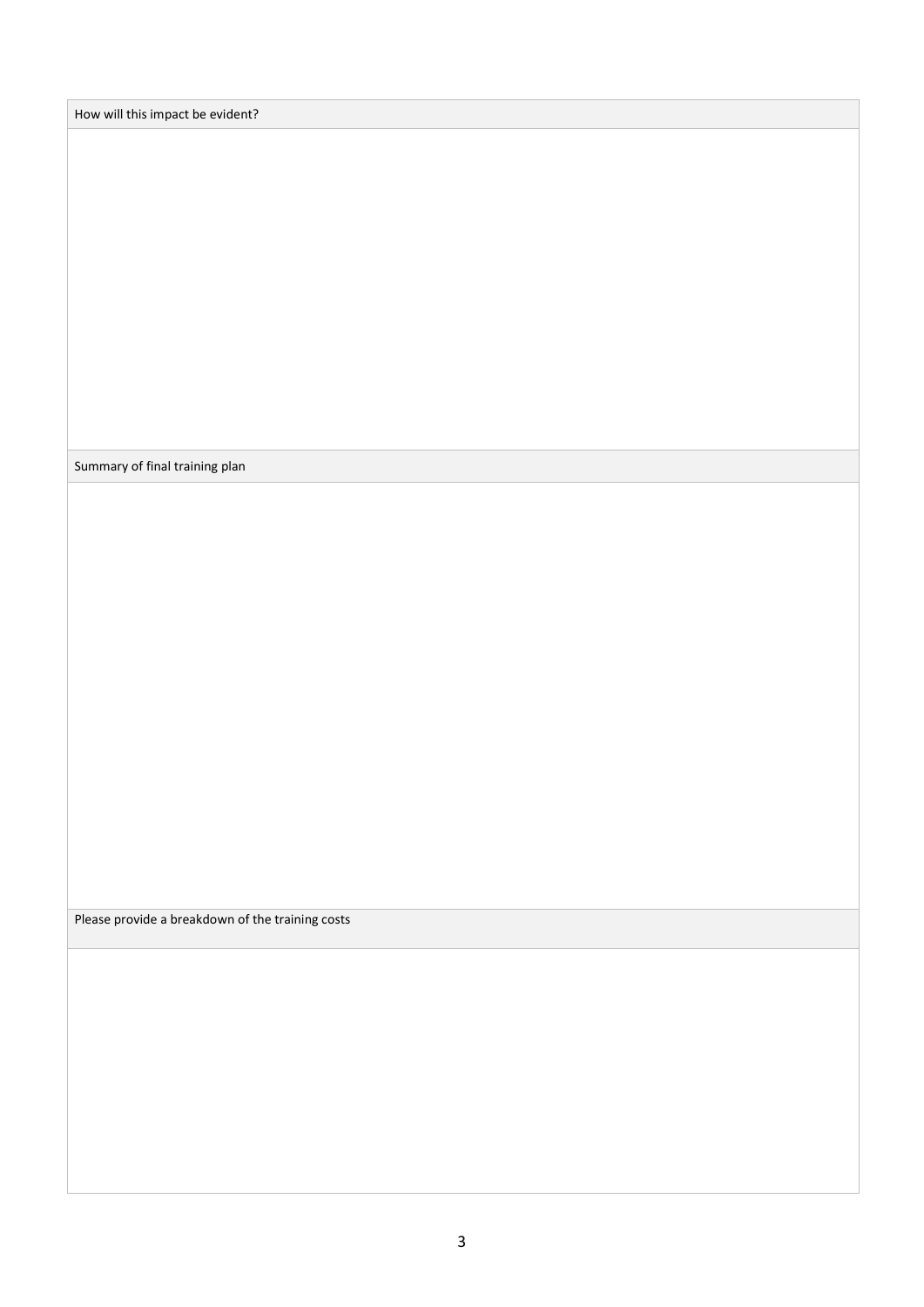| How will this impact be evident? |
| --- |
| |

| Summary of final training plan |
| --- |
| |

| Please provide a breakdown of the training costs |
| --- |
| |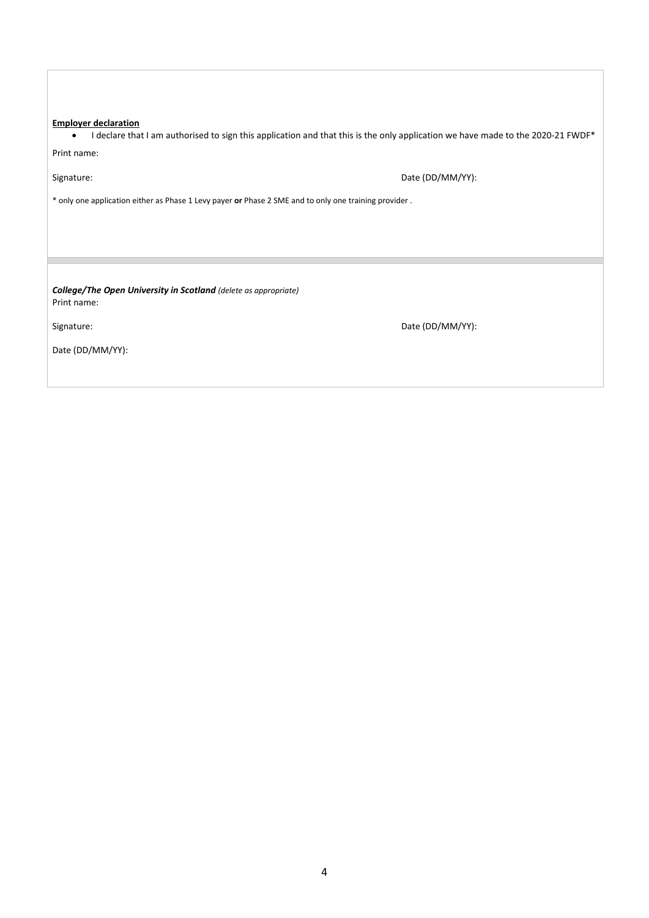**Employer declaration**

- I declare that I am authorised to sign this application and that this is the only application we have made to the 2020-21 FWDF*

Print name:

Signature: Date (DD/MM/YY):

* only one application either as Phase 1 Levy payer **or** Phase 2 SME and to only one training provider .

***College/The Open University in Scotland*** *(delete as appropriate)*

Print name:

Signature: Date (DD/MM/YY):

Date (DD/MM/YY):